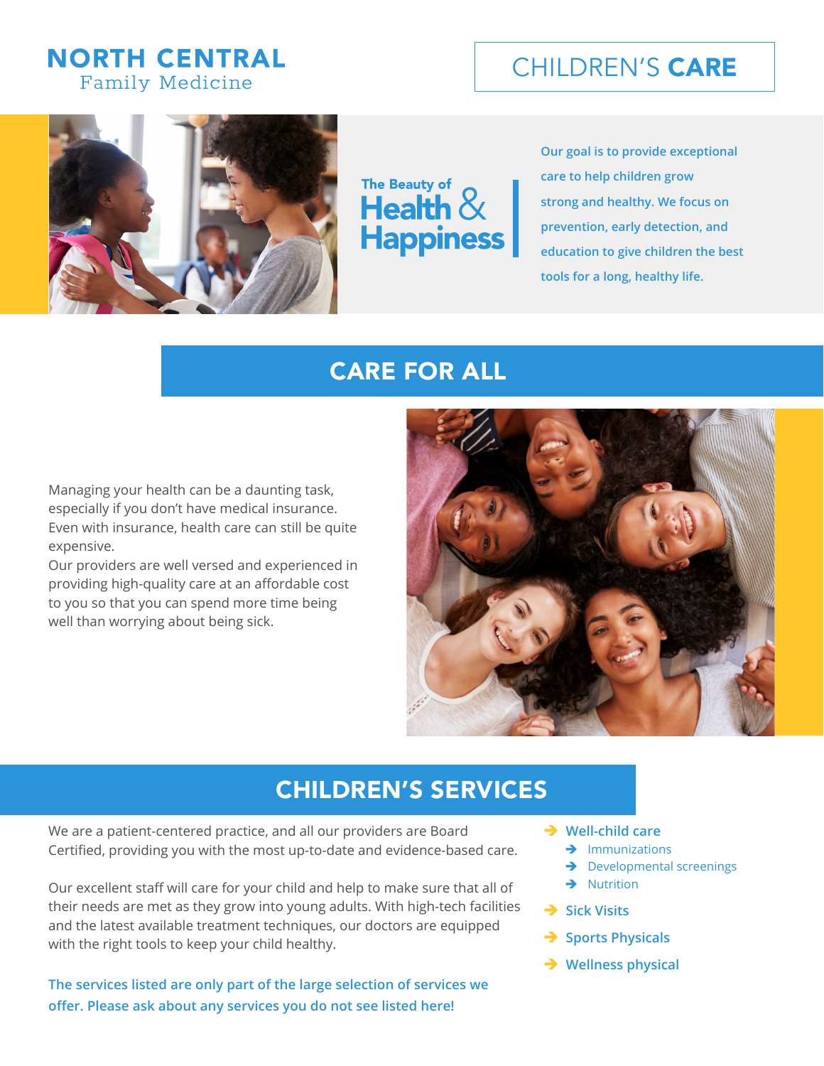**NORTH CENTRAL**
Family Medicine

# CHILDREN'S **CARE**

**The Beauty of Health & Happiness**

Our goal is to provide exceptional care to help children grow strong and healthy. We focus on prevention, early detection, and education to give children the best tools for a long, healthy life.

## CARE FOR ALL

Managing your health can be a daunting task, especially if you don't have medical insurance. Even with insurance, health care can still be quite expensive.
Our providers are well versed and experienced in providing high-quality care at an affordable cost to you so that you can spend more time being well than worrying about being sick.

## CHILDREN'S SERVICES

We are a patient-centered practice, and all our providers are Board Certified, providing you with the most up-to-date and evidence-based care.

Our excellent staff will care for your child and help to make sure that all of their needs are met as they grow into young adults. With high-tech facilities and the latest available treatment techniques, our doctors are equipped with the right tools to keep your child healthy.

**The services listed are only part of the large selection of services we offer. Please ask about any services you do not see listed here!**

- Well-child care
  - Immunizations
  - Developmental screenings
  - Nutrition
- Sick Visits
- Sports Physicals
- Wellness physical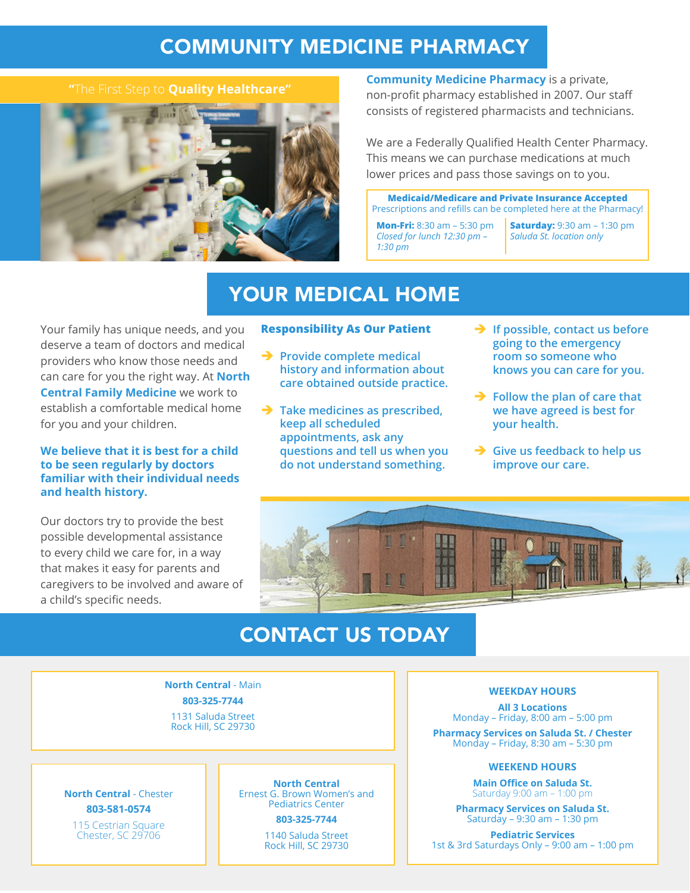# COMMUNITY MEDICINE PHARMACY

"The First Step to **Quality Healthcare**"

**Community Medicine Pharmacy** is a private, non-profit pharmacy established in 2007. Our staff consists of registered pharmacists and technicians.

We are a Federally Qualified Health Center Pharmacy. This means we can purchase medications at much lower prices and pass those savings on to you.

**Medicaid/Medicare and Private Insurance Accepted**
Prescriptions and refills can be completed here at the Pharmacy!

**Mon-Fri:** 8:30 am – 5:30 pm
*Closed for lunch 12:30 pm – 1:30 pm*

**Saturday:** 9:30 am – 1:30 pm
*Saluda St. location only*

# YOUR MEDICAL HOME

Your family has unique needs, and you deserve a team of doctors and medical providers who know those needs and can care for you the right way. At **North Central Family Medicine** we work to establish a comfortable medical home for you and your children.

**We believe that it is best for a child to be seen regularly by doctors familiar with their individual needs and health history.**

Our doctors try to provide the best possible developmental assistance to every child we care for, in a way that makes it easy for parents and caregivers to be involved and aware of a child's specific needs.

### Responsibility As Our Patient

- Provide complete medical history and information about care obtained outside practice.
- Take medicines as prescribed, keep all scheduled appointments, ask any questions and tell us when you do not understand something.
- If possible, contact us before going to the emergency room so someone who knows you can care for you.
- Follow the plan of care that we have agreed is best for your health.
- Give us feedback to help us improve our care.

# CONTACT US TODAY

**North Central** - Main
**803-325-7744**
1131 Saluda Street
Rock Hill, SC 29730

**North Central** - Chester
**803-581-0574**
115 Cestrian Square
Chester, SC 29706

**North Central**
Ernest G. Brown Women's and Pediatrics Center
**803-325-7744**
1140 Saluda Street
Rock Hill, SC 29730

**WEEKDAY HOURS**

**All 3 Locations**
Monday – Friday, 8:00 am – 5:00 pm

**Pharmacy Services on Saluda St. / Chester**
Monday – Friday, 8:30 am – 5:30 pm

**WEEKEND HOURS**

**Main Office on Saluda St.**
Saturday 9:00 am – 1:00 pm

**Pharmacy Services on Saluda St.**
Saturday – 9:30 am – 1:30 pm

**Pediatric Services**
1st & 3rd Saturdays Only – 9:00 am – 1:00 pm